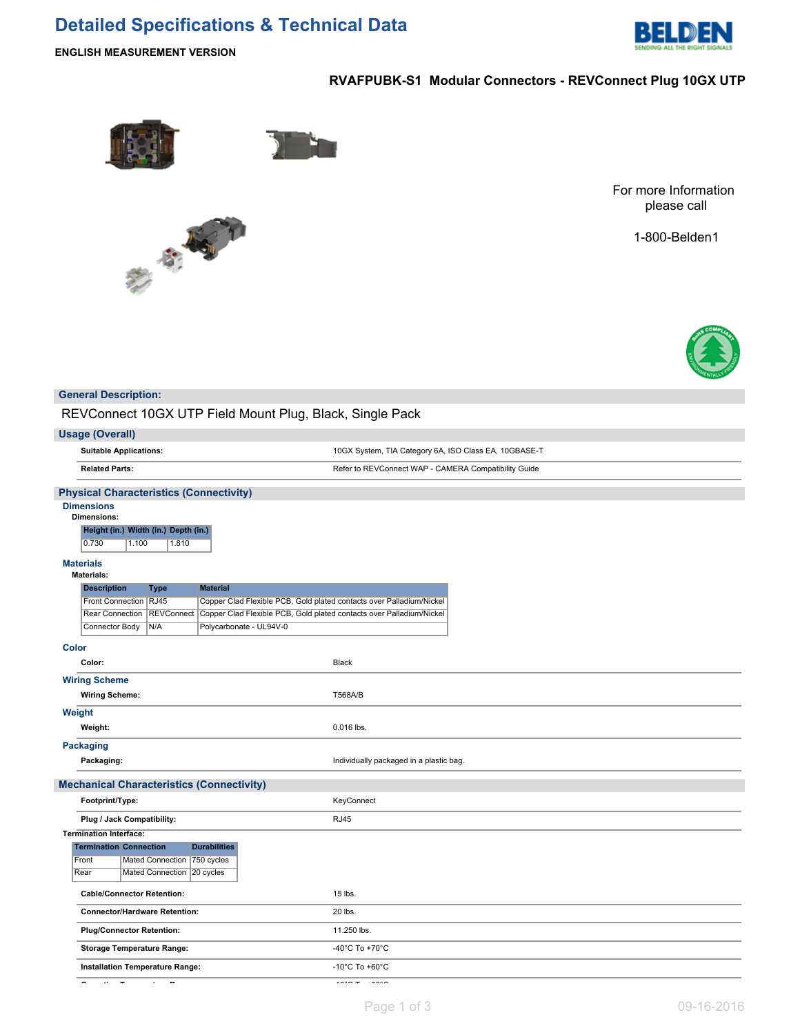# Detailed Specifications & Technical Data

**ENGLISH MEASUREMENT VERSION**

## RVAFPUBK-S1 Modular Connectors - REVConnect Plug 10GX UTP

For more Information please call

1-800-Belden1

## General Description:

REVConnect 10GX UTP Field Mount Plug, Black, Single Pack

## Usage (Overall)

| | |
|---|---|
| **Suitable Applications:** | 10GX System, TIA Category 6A, ISO Class EA, 10GBASE-T |
| **Related Parts:** | Refer to REVConnect WAP - CAMERA Compatibility Guide |

## Physical Characteristics (Connectivity)

### Dimensions

**Dimensions:**

| Height (in.) | Width (in.) | Depth (in.) |
|---|---|---|
| 0.730 | 1.100 | 1.810 |

### Materials

**Materials:**

| Description | Type | Material |
|---|---|---|
| Front Connection | RJ45 | Copper Clad Flexible PCB, Gold plated contacts over Palladium/Nickel |
| Rear Connection | REVConnect | Copper Clad Flexible PCB, Gold plated contacts over Palladium/Nickel |
| Connector Body | N/A | Polycarbonate - UL94V-0 |

### Color

| | |
|---|---|
| **Color:** | Black |

### Wiring Scheme

| | |
|---|---|
| **Wiring Scheme:** | T568A/B |

### Weight

| | |
|---|---|
| **Weight:** | 0.016 lbs. |

### Packaging

| | |
|---|---|
| **Packaging:** | Individually packaged in a plastic bag. |

## Mechanical Characteristics (Connectivity)

| | |
|---|---|
| **Footprint/Type:** | KeyConnect |
| **Plug / Jack Compatibility:** | RJ45 |

**Termination Interface:**

| Termination | Connection | Durabilities |
|---|---|---|
| Front | Mated Connection | 750 cycles |
| Rear | Mated Connection | 20 cycles |

| | |
|---|---|
| **Cable/Connector Retention:** | 15 lbs. |
| **Connector/Hardware Retention:** | 20 lbs. |
| **Plug/Connector Retention:** | 11.250 lbs. |
| **Storage Temperature Range:** | -40°C To +70°C |
| **Installation Temperature Range:** | -10°C To +60°C |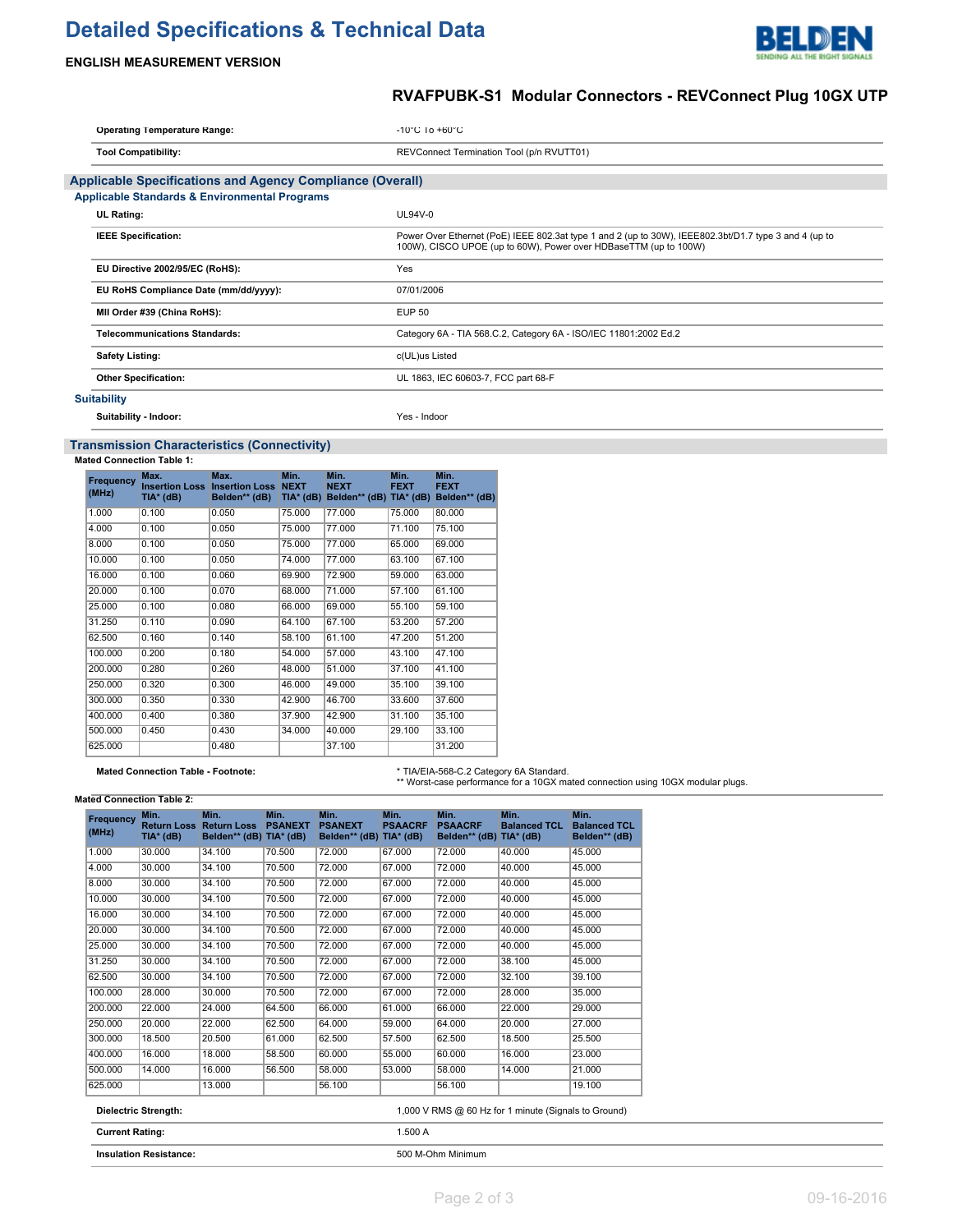| | |
|---|---|
| **Operating Temperature Range:** | -10°C To +60°C |
| **Tool Compatibility:** | REVConnect Termination Tool (p/n RVUTT01) |

## Applicable Specifications and Agency Compliance (Overall)

### Applicable Standards & Environmental Programs

| | |
|---|---|
| **UL Rating:** | UL94V-0 |
| **IEEE Specification:** | Power Over Ethernet (PoE) IEEE 802.3at type 1 and 2 (up to 30W), IEEE802.3bt/D1.7 type 3 and 4 (up to 100W), CISCO UPOE (up to 60W), Power over HDBaseTTM (up to 100W) |
| **EU Directive 2002/95/EC (RoHS):** | Yes |
| **EU RoHS Compliance Date (mm/dd/yyyy):** | 07/01/2006 |
| **MII Order #39 (China RoHS):** | EUP 50 |
| **Telecommunications Standards:** | Category 6A - TIA 568.C.2, Category 6A - ISO/IEC 11801:2002 Ed.2 |
| **Safety Listing:** | c(UL)us Listed |
| **Other Specification:** | UL 1863, IEC 60603-7, FCC part 68-F |

### Suitability

| | |
|---|---|
| **Suitability - Indoor:** | Yes - Indoor |

## Transmission Characteristics (Connectivity)

**Mated Connection Table 1:**

| Frequency (MHz) | Max. Insertion Loss TIA* (dB) | Max. Insertion Loss Belden** (dB) | Min. NEXT TIA* (dB) | Min. NEXT Belden** (dB) | Min. FEXT TIA* (dB) | Min. FEXT Belden** (dB) |
|---|---|---|---|---|---|---|
| 1.000 | 0.100 | 0.050 | 75.000 | 77.000 | 75.000 | 80.000 |
| 4.000 | 0.100 | 0.050 | 75.000 | 77.000 | 71.100 | 75.100 |
| 8.000 | 0.100 | 0.050 | 75.000 | 77.000 | 65.000 | 69.000 |
| 10.000 | 0.100 | 0.050 | 74.000 | 77.000 | 63.100 | 67.100 |
| 16.000 | 0.100 | 0.060 | 69.900 | 72.900 | 59.000 | 63.000 |
| 20.000 | 0.100 | 0.070 | 68.000 | 71.000 | 57.100 | 61.100 |
| 25.000 | 0.100 | 0.080 | 66.000 | 69.000 | 55.100 | 59.100 |
| 31.250 | 0.110 | 0.090 | 64.100 | 67.100 | 53.200 | 57.200 |
| 62.500 | 0.160 | 0.140 | 58.100 | 61.100 | 47.200 | 51.200 |
| 100.000 | 0.200 | 0.180 | 54.000 | 57.000 | 43.100 | 47.100 |
| 200.000 | 0.280 | 0.260 | 48.000 | 51.000 | 37.100 | 41.100 |
| 250.000 | 0.320 | 0.300 | 46.000 | 49.000 | 35.100 | 39.100 |
| 300.000 | 0.350 | 0.330 | 42.900 | 46.700 | 33.600 | 37.600 |
| 400.000 | 0.400 | 0.380 | 37.900 | 42.900 | 31.100 | 35.100 |
| 500.000 | 0.450 | 0.430 | 34.000 | 40.000 | 29.100 | 33.100 |
| 625.000 | | 0.480 | | 37.100 | | 31.200 |

| | |
|---|---|
| **Mated Connection Table - Footnote:** | * TIA/EIA-568-C.2 Category 6A Standard.<br>** Worst-case performance for a 10GX mated connection using 10GX modular plugs. |

**Mated Connection Table 2:**

| Frequency (MHz) | Min. Return Loss TIA* (dB) | Min. Return Loss Belden** (dB) | Min. PSANEXT TIA* (dB) | Min. PSANEXT Belden** (dB) | Min. PSAACRF TIA* (dB) | Min. PSAACRF Belden** (dB) | Min. Balanced TCL TIA* (dB) | Min. Balanced TCL Belden** (dB) |
|---|---|---|---|---|---|---|---|---|
| 1.000 | 30.000 | 34.100 | 70.500 | 72.000 | 67.000 | 72.000 | 40.000 | 45.000 |
| 4.000 | 30.000 | 34.100 | 70.500 | 72.000 | 67.000 | 72.000 | 40.000 | 45.000 |
| 8.000 | 30.000 | 34.100 | 70.500 | 72.000 | 67.000 | 72.000 | 40.000 | 45.000 |
| 10.000 | 30.000 | 34.100 | 70.500 | 72.000 | 67.000 | 72.000 | 40.000 | 45.000 |
| 16.000 | 30.000 | 34.100 | 70.500 | 72.000 | 67.000 | 72.000 | 40.000 | 45.000 |
| 20.000 | 30.000 | 34.100 | 70.500 | 72.000 | 67.000 | 72.000 | 40.000 | 45.000 |
| 25.000 | 30.000 | 34.100 | 70.500 | 72.000 | 67.000 | 72.000 | 40.000 | 45.000 |
| 31.250 | 30.000 | 34.100 | 70.500 | 72.000 | 67.000 | 72.000 | 38.100 | 45.000 |
| 62.500 | 30.000 | 34.100 | 70.500 | 72.000 | 67.000 | 72.000 | 32.100 | 39.100 |
| 100.000 | 28.000 | 30.000 | 70.500 | 72.000 | 67.000 | 72.000 | 28.000 | 35.000 |
| 200.000 | 22.000 | 24.000 | 64.500 | 66.000 | 61.000 | 66.000 | 22.000 | 29.000 |
| 250.000 | 20.000 | 22.000 | 62.500 | 64.000 | 59.000 | 64.000 | 20.000 | 27.000 |
| 300.000 | 18.500 | 20.500 | 61.000 | 62.500 | 57.500 | 62.500 | 18.500 | 25.500 |
| 400.000 | 16.000 | 18.000 | 58.500 | 60.000 | 55.000 | 60.000 | 16.000 | 23.000 |
| 500.000 | 14.000 | 16.000 | 56.500 | 58.000 | 53.000 | 58.000 | 14.000 | 21.000 |
| 625.000 | | 13.000 | | 56.100 | | 56.100 | | 19.100 |

| | |
|---|---|
| **Dielectric Strength:** | 1,000 V RMS @ 60 Hz for 1 minute (Signals to Ground) |
| **Current Rating:** | 1.500 A |
| **Insulation Resistance:** | 500 M-Ohm Minimum |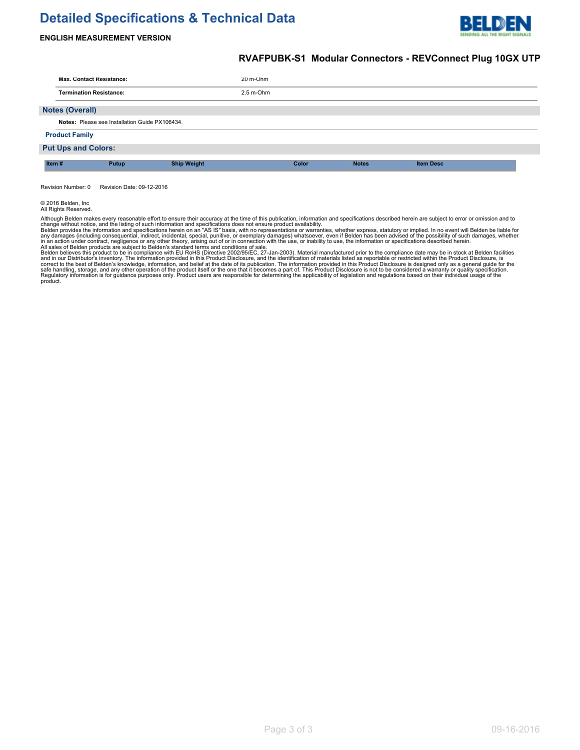| | |
|---|---|
| **Max. Contact Resistance:** | 20 m-Ohm |
| **Termination Resistance:** | 2.5 m-Ohm |

## Notes (Overall)

**Notes:** Please see Installation Guide PX106434.

### Product Family

## Put Ups and Colors:

| Item # | Putup | Ship Weight | Color | Notes | Item Desc |
|---|---|---|---|---|---|

Revision Number: 0 Revision Date: 09-12-2016

© 2016 Belden, Inc
All Rights Reserved.

Although Belden makes every reasonable effort to ensure their accuracy at the time of this publication, information and specifications described herein are subject to error or omission and to change without notice, and the listing of such information and specifications does not ensure product availability.
Belden provides the information and specifications herein on an "AS IS" basis, with no representations or warranties, whether express, statutory or implied. In no event will Belden be liable for any damages (including consequential, indirect, incidental, special, punitive, or exemplary damages) whatsoever, even if Belden has been advised of the possibility of such damages, whether in an action under contract, negligence or any other theory, arising out of or in connection with the use, or inability to use, the information or specifications described herein.
All sales of Belden products are subject to Belden's standard terms and conditions of sale.
Belden believes this product to be in compliance with EU RoHS (Directive 2002/95/EC, 27-Jan-2003). Material manufactured prior to the compliance date may be in stock at Belden facilities and in our Distributor's inventory. The information provided in this Product Disclosure, and the identification of materials listed as reportable or restricted within the Product Disclosure, is correct to the best of Belden's knowledge, information, and belief at the date of its publication. The information provided in this Product Disclosure is designed only as a general guide for the safe handling, storage, and any other operation of the product itself or the one that it becomes a part of. This Product Disclosure is not to be considered a warranty or quality specification. Regulatory information is for guidance purposes only. Product users are responsible for determining the applicability of legislation and regulations based on their individual usage of the product.